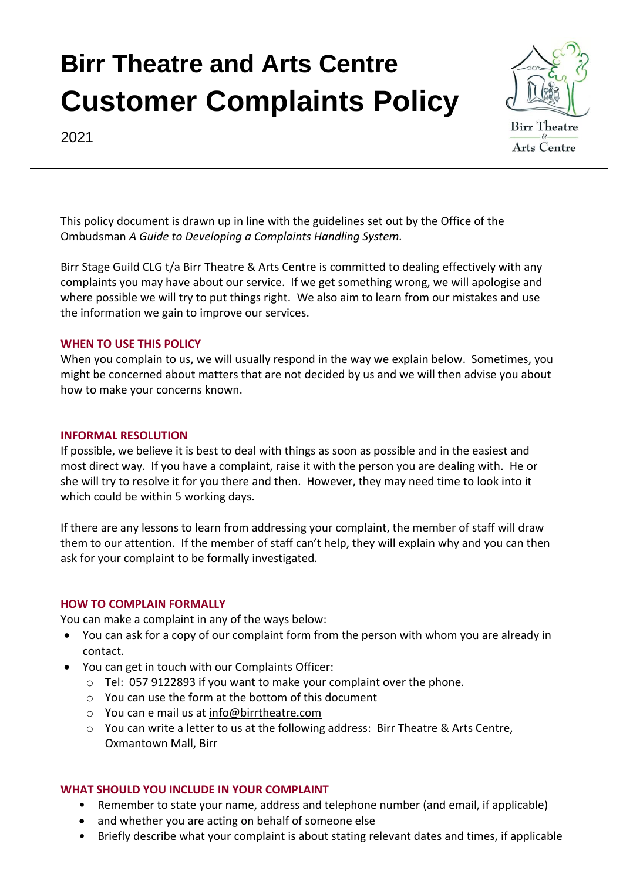# Birr Theatre and Arts Centre Customer Complaints Policy

2021

This policy document is drawn up in line with the guidelines set out by the Office of the Ombudsman *A Guide to Developing a Complaints Handling System.*

Birr Stage Guild CLG t/a Birr Theatre & Arts Centre is committed to dealing effectively with any complaints you may have about our service. If we get something wrong, we will apologise and where possible we will try to put things right. We also aim to learn from our mistakes and use the information we gain to improve our services.

### WHEN TO USE THIS POLICY

When you complain to us, we will usually respond in the way we explain below. Sometimes, you might be concerned about matters that are not decided by us and we will then advise you about how to make your concerns known.

### INFORMAL RESOLUTION

If possible, we believe it is best to deal with things as soon as possible and in the easiest and most direct way. If you have a complaint, raise it with the person you are dealing with. He or she will try to resolve it for you there and then. However, they may need time to look into it which could be within 5 working days.

If there are any lessons to learn from addressing your complaint, the member of staff will draw them to our attention. If the member of staff can't help, they will explain why and you can then ask for your complaint to be formally investigated.

### HOW TO COMPLAIN FORMALLY

You can make a complaint in any of the ways below:

- You can ask for a copy of our complaint form from the person with whom you are already in contact.
- You can get in touch with our Complaints Officer:
  - Tel: 057 9122893 if you want to make your complaint over the phone.
  - You can use the form at the bottom of this document
  - You can e mail us at info@birrtheatre.com
  - You can write a letter to us at the following address: Birr Theatre & Arts Centre, Oxmantown Mall, Birr

### WHAT SHOULD YOU INCLUDE IN YOUR COMPLAINT

- Remember to state your name, address and telephone number (and email, if applicable)
- and whether you are acting on behalf of someone else
- Briefly describe what your complaint is about stating relevant dates and times, if applicable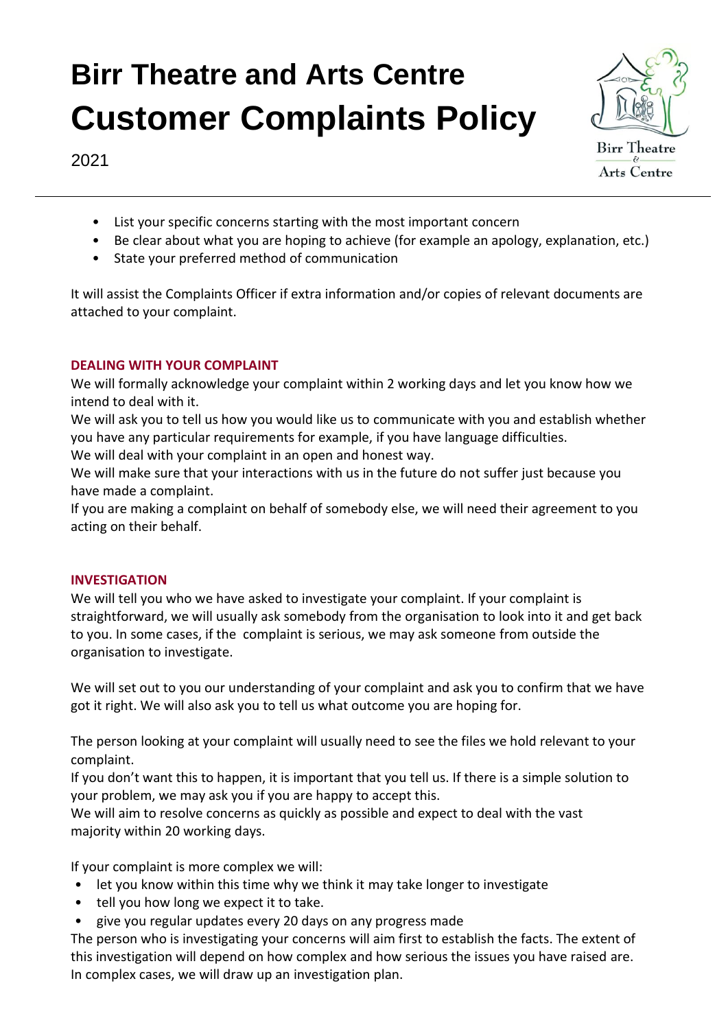- List your specific concerns starting with the most important concern
- Be clear about what you are hoping to achieve (for example an apology, explanation, etc.)
- State your preferred method of communication

It will assist the Complaints Officer if extra information and/or copies of relevant documents are attached to your complaint.

### DEALING WITH YOUR COMPLAINT

We will formally acknowledge your complaint within 2 working days and let you know how we intend to deal with it.
We will ask you to tell us how you would like us to communicate with you and establish whether you have any particular requirements for example, if you have language difficulties.
We will deal with your complaint in an open and honest way.
We will make sure that your interactions with us in the future do not suffer just because you have made a complaint.
If you are making a complaint on behalf of somebody else, we will need their agreement to you acting on their behalf.

### INVESTIGATION

We will tell you who we have asked to investigate your complaint. If your complaint is straightforward, we will usually ask somebody from the organisation to look into it and get back to you. In some cases, if the complaint is serious, we may ask someone from outside the organisation to investigate.

We will set out to you our understanding of your complaint and ask you to confirm that we have got it right. We will also ask you to tell us what outcome you are hoping for.

The person looking at your complaint will usually need to see the files we hold relevant to your complaint.
If you don't want this to happen, it is important that you tell us. If there is a simple solution to your problem, we may ask you if you are happy to accept this.
We will aim to resolve concerns as quickly as possible and expect to deal with the vast majority within 20 working days.

If your complaint is more complex we will:

- let you know within this time why we think it may take longer to investigate
- tell you how long we expect it to take.
- give you regular updates every 20 days on any progress made

The person who is investigating your concerns will aim first to establish the facts. The extent of this investigation will depend on how complex and how serious the issues you have raised are. In complex cases, we will draw up an investigation plan.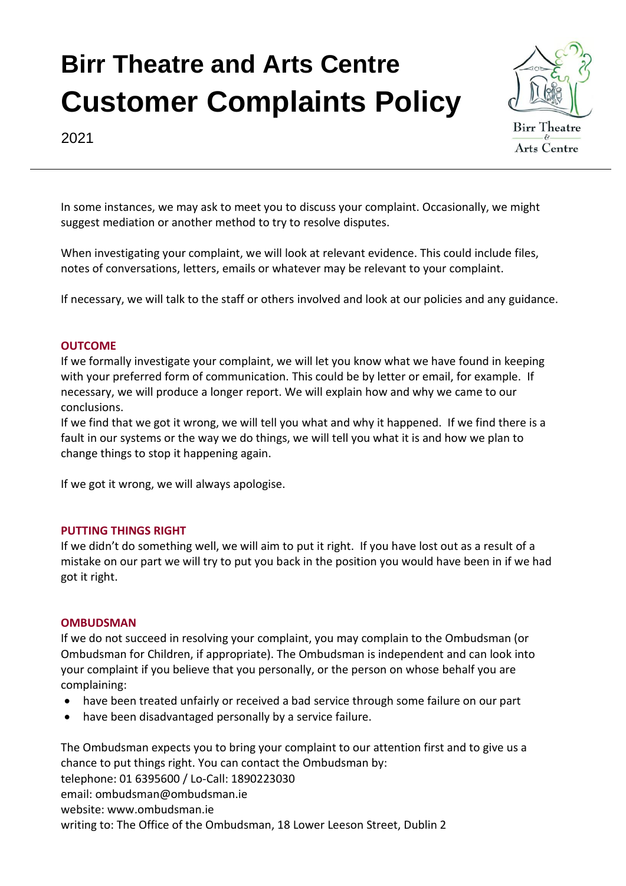In some instances, we may ask to meet you to discuss your complaint. Occasionally, we might suggest mediation or another method to try to resolve disputes.

When investigating your complaint, we will look at relevant evidence. This could include files, notes of conversations, letters, emails or whatever may be relevant to your complaint.

If necessary, we will talk to the staff or others involved and look at our policies and any guidance.

### OUTCOME

If we formally investigate your complaint, we will let you know what we have found in keeping with your preferred form of communication. This could be by letter or email, for example. If necessary, we will produce a longer report. We will explain how and why we came to our conclusions.

If we find that we got it wrong, we will tell you what and why it happened. If we find there is a fault in our systems or the way we do things, we will tell you what it is and how we plan to change things to stop it happening again.

If we got it wrong, we will always apologise.

### PUTTING THINGS RIGHT

If we didn't do something well, we will aim to put it right. If you have lost out as a result of a mistake on our part we will try to put you back in the position you would have been in if we had got it right.

### OMBUDSMAN

If we do not succeed in resolving your complaint, you may complain to the Ombudsman (or Ombudsman for Children, if appropriate). The Ombudsman is independent and can look into your complaint if you believe that you personally, or the person on whose behalf you are complaining:

- have been treated unfairly or received a bad service through some failure on our part
- have been disadvantaged personally by a service failure.

The Ombudsman expects you to bring your complaint to our attention first and to give us a chance to put things right. You can contact the Ombudsman by:
telephone: 01 6395600 / Lo-Call: 1890223030
email: ombudsman@ombudsman.ie
website: www.ombudsman.ie
writing to: The Office of the Ombudsman, 18 Lower Leeson Street, Dublin 2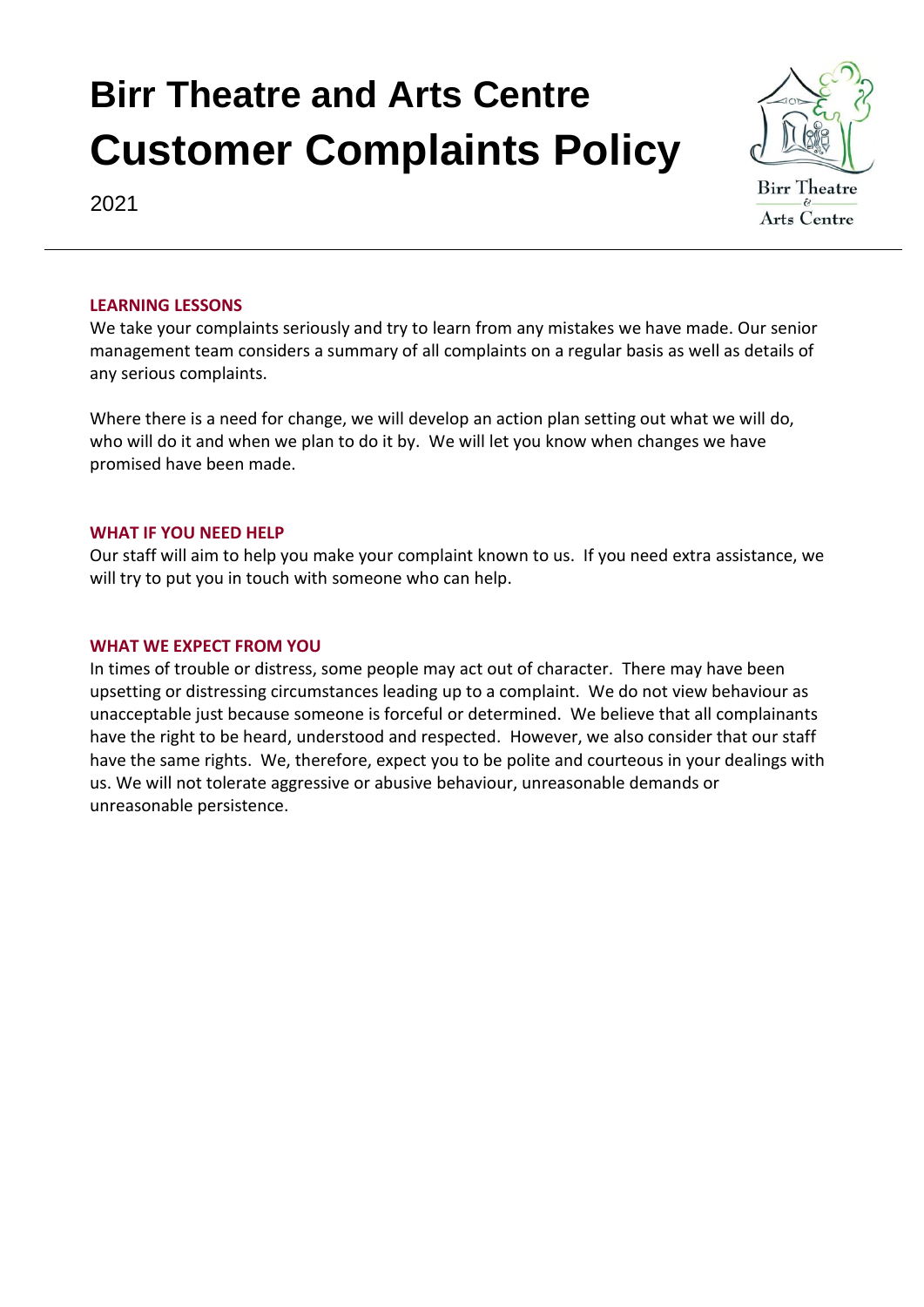# Birr Theatre and Arts Centre
# Customer Complaints Policy

2021

---

### LEARNING LESSONS

We take your complaints seriously and try to learn from any mistakes we have made. Our senior management team considers a summary of all complaints on a regular basis as well as details of any serious complaints.

Where there is a need for change, we will develop an action plan setting out what we will do, who will do it and when we plan to do it by. We will let you know when changes we have promised have been made.

### WHAT IF YOU NEED HELP

Our staff will aim to help you make your complaint known to us. If you need extra assistance, we will try to put you in touch with someone who can help.

### WHAT WE EXPECT FROM YOU

In times of trouble or distress, some people may act out of character. There may have been upsetting or distressing circumstances leading up to a complaint. We do not view behaviour as unacceptable just because someone is forceful or determined. We believe that all complainants have the right to be heard, understood and respected. However, we also consider that our staff have the same rights. We, therefore, expect you to be polite and courteous in your dealings with us. We will not tolerate aggressive or abusive behaviour, unreasonable demands or unreasonable persistence.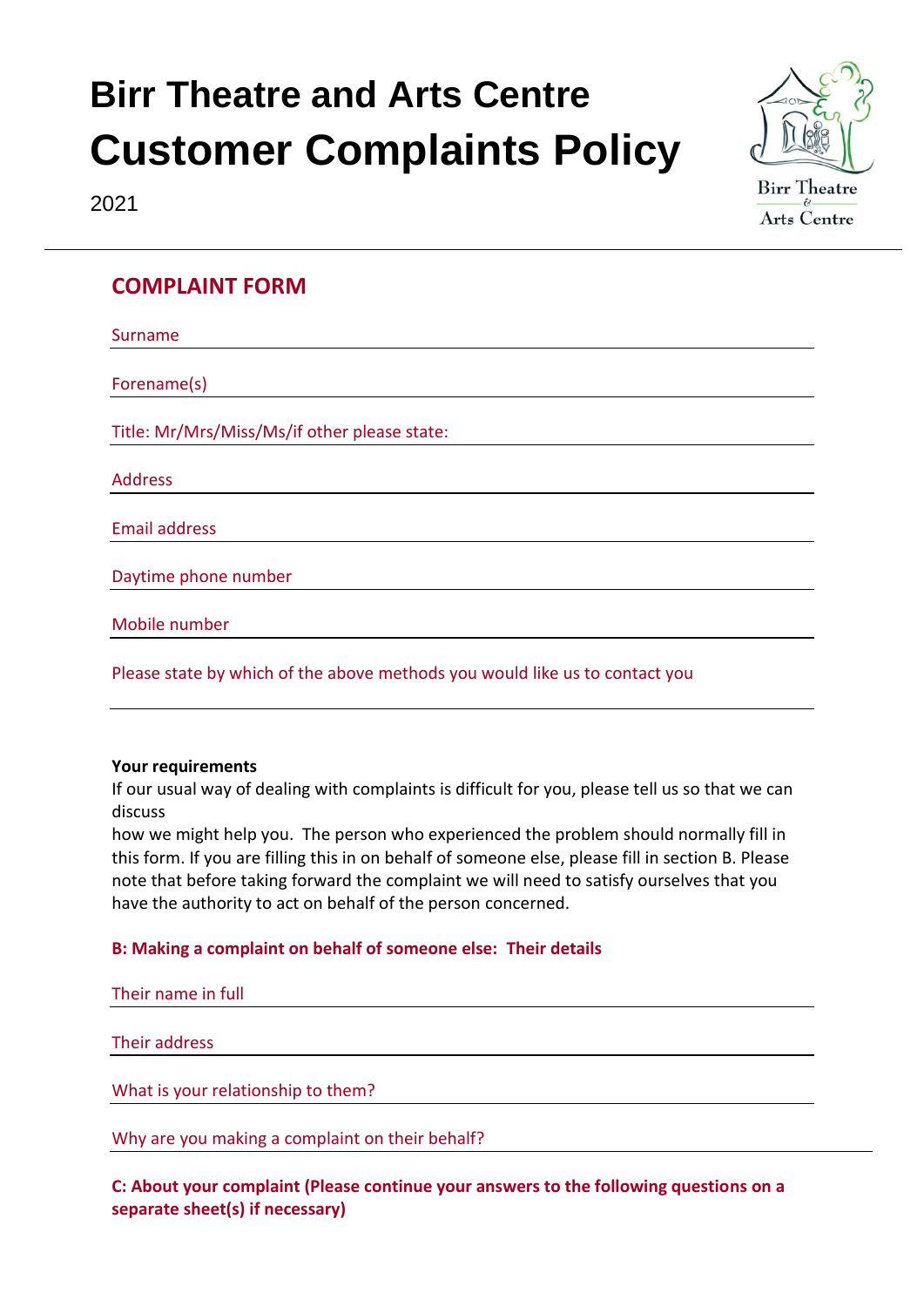# Birr Theatre and Arts Centre
# Customer Complaints Policy

2021

## COMPLAINT FORM

Surname

Forename(s)

Title: Mr/Mrs/Miss/Ms/if other please state:

Address

Email address

Daytime phone number

Mobile number

Please state by which of the above methods you would like us to contact you

**Your requirements**

If our usual way of dealing with complaints is difficult for you, please tell us so that we can discuss
how we might help you. The person who experienced the problem should normally fill in this form. If you are filling this in on behalf of someone else, please fill in section B. Please note that before taking forward the complaint we will need to satisfy ourselves that you have the authority to act on behalf of the person concerned.

**B: Making a complaint on behalf of someone else: Their details**

Their name in full

Their address

What is your relationship to them?

Why are you making a complaint on their behalf?

**C: About your complaint (Please continue your answers to the following questions on a separate sheet(s) if necessary)**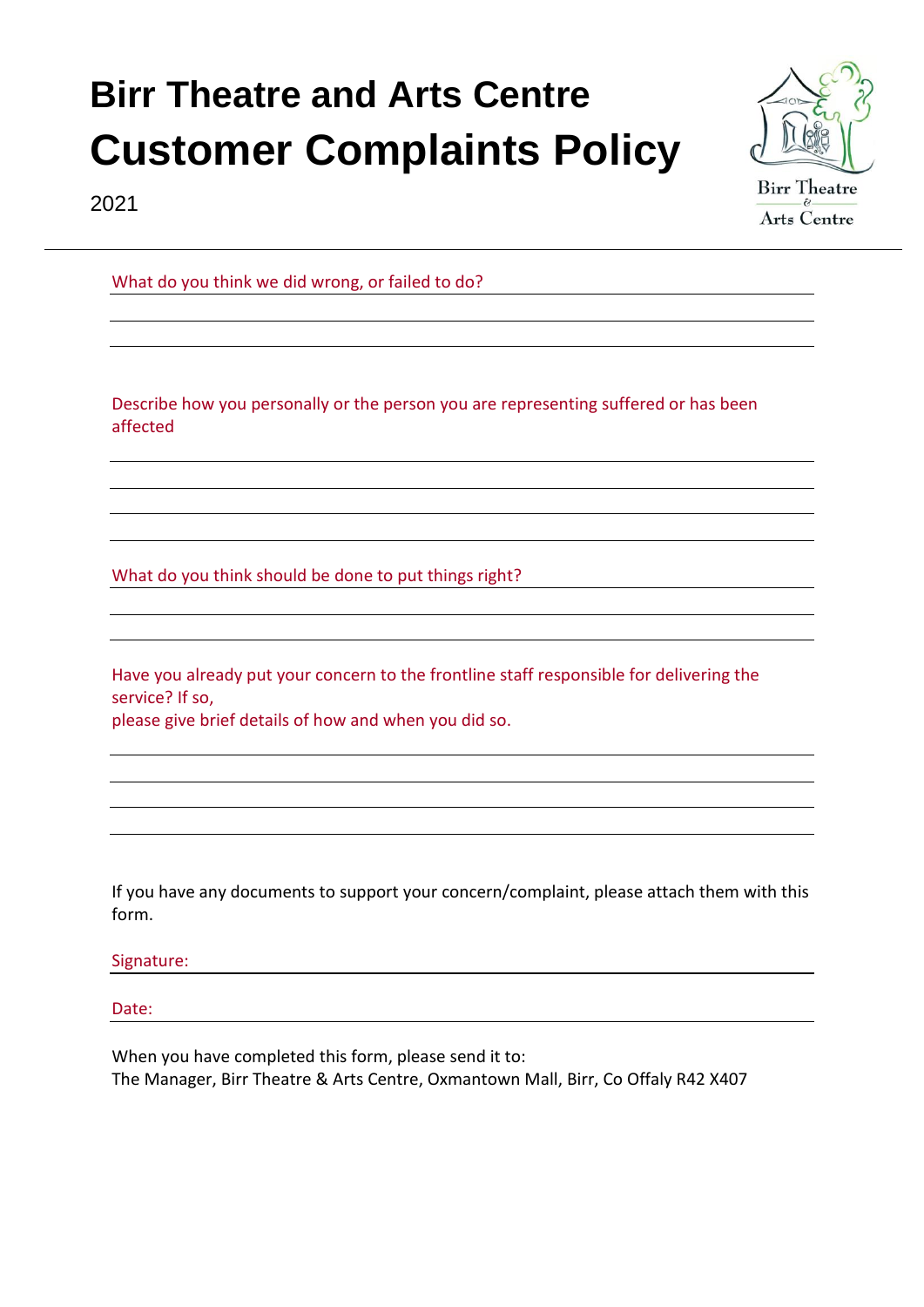# Birr Theatre and Arts Centre
# Customer Complaints Policy

2021

What do you think we did wrong, or failed to do?

Describe how you personally or the person you are representing suffered or has been affected

What do you think should be done to put things right?

Have you already put your concern to the frontline staff responsible for delivering the service? If so,
please give brief details of how and when you did so.

If you have any documents to support your concern/complaint, please attach them with this form.

Signature:

Date:

When you have completed this form, please send it to:
The Manager, Birr Theatre & Arts Centre, Oxmantown Mall, Birr, Co Offaly R42 X407